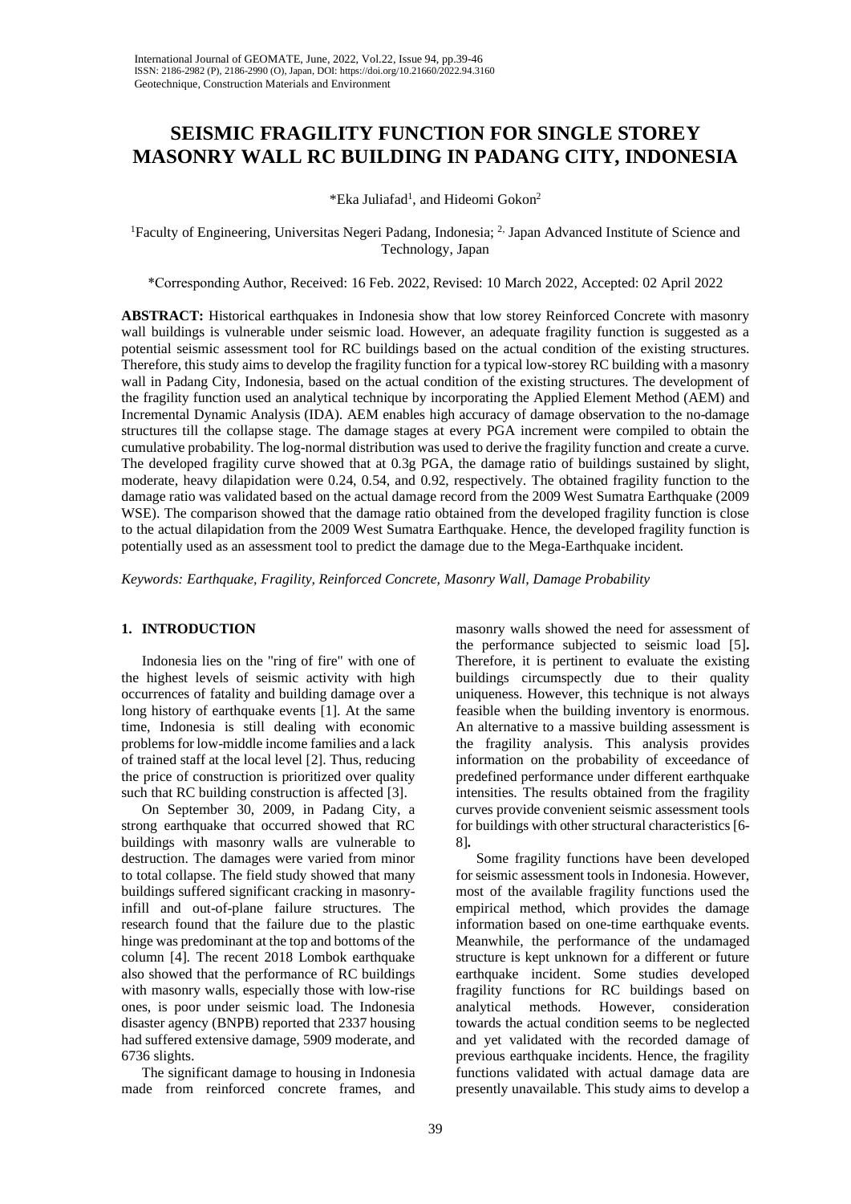# SEISMIC FRAGILITY FUNCTION FOR SINGLE STOREY MASONRY WALL RC BUILDING IN PADANG CITY, INDONESIA

*Eka Juliafad[1], and Hideomi Gokon[2]

[1]Faculty of Engineering, Universitas Negeri Padang, Indonesia; [2,] Japan Advanced Institute of Science and Technology, Japan

*Corresponding Author, Received: 16 Feb. 2022, Revised: 10 March 2022, Accepted: 02 April 2022

**ABSTRACT:** Historical earthquakes in Indonesia show that low storey Reinforced Concrete with masonry wall buildings is vulnerable under seismic load. However, an adequate fragility function is suggested as a potential seismic assessment tool for RC buildings based on the actual condition of the existing structures. Therefore, this study aims to develop the fragility function for a typical low-storey RC building with a masonry wall in Padang City, Indonesia, based on the actual condition of the existing structures. The development of the fragility function used an analytical technique by incorporating the Applied Element Method (AEM) and Incremental Dynamic Analysis (IDA). AEM enables high accuracy of damage observation to the no-damage structures till the collapse stage. The damage stages at every PGA increment were compiled to obtain the cumulative probability. The log-normal distribution was used to derive the fragility function and create a curve. The developed fragility curve showed that at 0.3g PGA, the damage ratio of buildings sustained by slight, moderate, heavy dilapidation were 0.24, 0.54, and 0.92, respectively. The obtained fragility function to the damage ratio was validated based on the actual damage record from the 2009 West Sumatra Earthquake (2009 WSE). The comparison showed that the damage ratio obtained from the developed fragility function is close to the actual dilapidation from the 2009 West Sumatra Earthquake. Hence, the developed fragility function is potentially used as an assessment tool to predict the damage due to the Mega-Earthquake incident.

*Keywords: Earthquake, Fragility, Reinforced Concrete, Masonry Wall, Damage Probability*

## 1. INTRODUCTION

Indonesia lies on the "ring of fire" with one of the highest levels of seismic activity with high occurrences of fatality and building damage over a long history of earthquake events [1]. At the same time, Indonesia is still dealing with economic problems for low-middle income families and a lack of trained staff at the local level [2]. Thus, reducing the price of construction is prioritized over quality such that RC building construction is affected [3].

On September 30, 2009, in Padang City, a strong earthquake that occurred showed that RC buildings with masonry walls are vulnerable to destruction. The damages were varied from minor to total collapse. The field study showed that many buildings suffered significant cracking in masonry-infill and out-of-plane failure structures. The research found that the failure due to the plastic hinge was predominant at the top and bottoms of the column [4]. The recent 2018 Lombok earthquake also showed that the performance of RC buildings with masonry walls, especially those with low-rise ones, is poor under seismic load. The Indonesia disaster agency (BNPB) reported that 2337 housing had suffered extensive damage, 5909 moderate, and 6736 slights.

The significant damage to housing in Indonesia made from reinforced concrete frames, and masonry walls showed the need for assessment of the performance subjected to seismic load [5]**.** Therefore, it is pertinent to evaluate the existing buildings circumspectly due to their quality uniqueness. However, this technique is not always feasible when the building inventory is enormous. An alternative to a massive building assessment is the fragility analysis. This analysis provides information on the probability of exceedance of predefined performance under different earthquake intensities. The results obtained from the fragility curves provide convenient seismic assessment tools for buildings with other structural characteristics [6-8]**.**

Some fragility functions have been developed for seismic assessment tools in Indonesia. However, most of the available fragility functions used the empirical method, which provides the damage information based on one-time earthquake events. Meanwhile, the performance of the undamaged structure is kept unknown for a different or future earthquake incident. Some studies developed fragility functions for RC buildings based on analytical methods. However, consideration towards the actual condition seems to be neglected and yet validated with the recorded damage of previous earthquake incidents. Hence, the fragility functions validated with actual damage data are presently unavailable. This study aims to develop a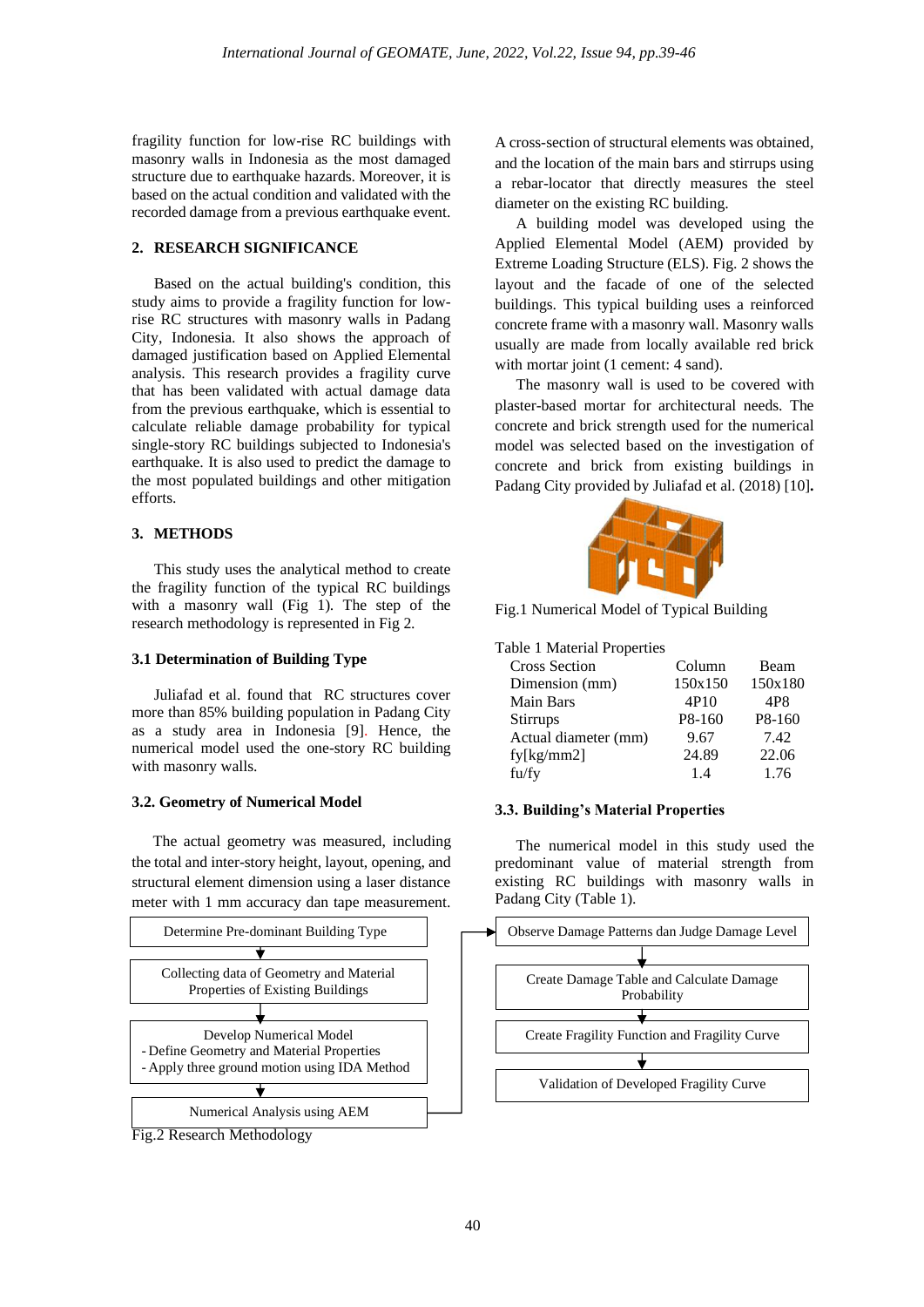fragility function for low-rise RC buildings with masonry walls in Indonesia as the most damaged structure due to earthquake hazards. Moreover, it is based on the actual condition and validated with the recorded damage from a previous earthquake event.

## 2. RESEARCH SIGNIFICANCE

Based on the actual building's condition, this study aims to provide a fragility function for low-rise RC structures with masonry walls in Padang City, Indonesia. It also shows the approach of damaged justification based on Applied Elemental analysis. This research provides a fragility curve that has been validated with actual damage data from the previous earthquake, which is essential to calculate reliable damage probability for typical single-story RC buildings subjected to Indonesia's earthquake. It is also used to predict the damage to the most populated buildings and other mitigation efforts.

## 3. METHODS

This study uses the analytical method to create the fragility function of the typical RC buildings with a masonry wall (Fig 1). The step of the research methodology is represented in Fig 2.

### 3.1 Determination of Building Type

Juliafad et al. found that RC structures cover more than 85% building population in Padang City as a study area in Indonesia [9]. Hence, the numerical model used the one-story RC building with masonry walls.

### 3.2. Geometry of Numerical Model

The actual geometry was measured, including the total and inter-story height, layout, opening, and structural element dimension using a laser distance meter with 1 mm accuracy dan tape measurement. A cross-section of structural elements was obtained, and the location of the main bars and stirrups using a rebar-locator that directly measures the steel diameter on the existing RC building.

A building model was developed using the Applied Elemental Model (AEM) provided by Extreme Loading Structure (ELS). Fig. 2 shows the layout and the facade of one of the selected buildings. This typical building uses a reinforced concrete frame with a masonry wall. Masonry walls usually are made from locally available red brick with mortar joint (1 cement: 4 sand).

The masonry wall is used to be covered with plaster-based mortar for architectural needs. The concrete and brick strength used for the numerical model was selected based on the investigation of concrete and brick from existing buildings in Padang City provided by Juliafad et al. (2018) [10].

Fig.1 Numerical Model of Typical Building

Table 1 Material Properties

| Cross Section | Column | Beam |
|---|---|---|
| Dimension (mm) | 150x150 | 150x180 |
| Main Bars | 4P10 | 4P8 |
| Stirrups | P8-160 | P8-160 |
| Actual diameter (mm) | 9.67 | 7.42 |
| fy[kg/mm2] | 24.89 | 22.06 |
| fu/fy | 1.4 | 1.76 |

### 3.3. Building's Material Properties

The numerical model in this study used the predominant value of material strength from existing RC buildings with masonry walls in Padang City (Table 1).

Determine Pre-dominant Building Type
↓
Collecting data of Geometry and Material Properties of Existing Buildings
↓
Develop Numerical Model
- Define Geometry and Material Properties
- Apply three ground motion using IDA Method
↓
Numerical Analysis using AEM
→
Observe Damage Patterns dan Judge Damage Level
↓
Create Damage Table and Calculate Damage Probability
↓
Create Fragility Function and Fragility Curve
↓
Validation of Developed Fragility Curve

Fig.2 Research Methodology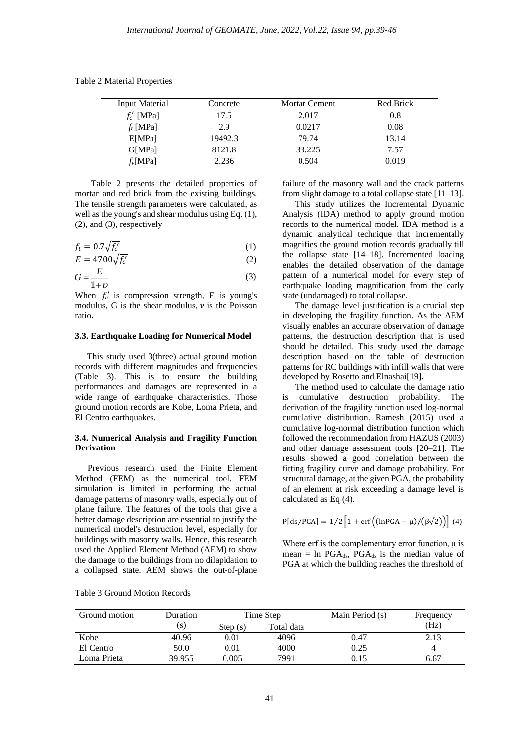Table 2 Material Properties

| Input Material | Concrete | Mortar Cement | Red Brick |
|---|---|---|---|
| $f_c'$ [MPa] | 17.5 | 2.017 | 0.8 |
| $f_t$ [MPa] | 2.9 | 0.0217 | 0.08 |
| E[MPa] | 19492.3 | 79.74 | 13.14 |
| G[MPa] | 8121.8 | 33.225 | 7.57 |
| $f_v$[MPa] | 2.236 | 0.504 | 0.019 |

Table 2 presents the detailed properties of mortar and red brick from the existing buildings. The tensile strength parameters were calculated, as well as the young's and shear modulus using Eq. (1), (2), and (3), respectively

$$f_t = 0.7\sqrt{f_c'} \quad (1)$$

$$E = 4700\sqrt{f_c'} \quad (2)$$

$$G = \frac{E}{1+\upsilon} \quad (3)$$

When $f_c'$ is compression strength, E is young's modulus, G is the shear modulus, $\nu$ is the Poisson ratio**.**

### 3.3. Earthquake Loading for Numerical Model

This study used 3(three) actual ground motion records with different magnitudes and frequencies (Table 3). This is to ensure the building performances and damages are represented in a wide range of earthquake characteristics. Those ground motion records are Kobe, Loma Prieta, and El Centro earthquakes.

### 3.4. Numerical Analysis and Fragility Function Derivation

Previous research used the Finite Element Method (FEM) as the numerical tool. FEM simulation is limited in performing the actual damage patterns of masonry walls, especially out of plane failure. The features of the tools that give a better damage description are essential to justify the numerical model's destruction level, especially for buildings with masonry walls. Hence, this research used the Applied Element Method (AEM) to show the damage to the buildings from no dilapidation to a collapsed state. AEM shows the out-of-plane failure of the masonry wall and the crack patterns from slight damage to a total collapse state [11–13].

This study utilizes the Incremental Dynamic Analysis (IDA) method to apply ground motion records to the numerical model. IDA method is a dynamic analytical technique that incrementally magnifies the ground motion records gradually till the collapse state [14–18]. Incremented loading enables the detailed observation of the damage pattern of a numerical model for every step of earthquake loading magnification from the early state (undamaged) to total collapse.

The damage level justification is a crucial step in developing the fragility function. As the AEM visually enables an accurate observation of damage patterns, the destruction description that is used should be detailed. This study used the damage description based on the table of destruction patterns for RC buildings with infill walls that were developed by Rosetto and Elnashai[19]**.**

The method used to calculate the damage ratio is cumulative destruction probability. The derivation of the fragility function used log-normal cumulative distribution. Ramesh (2015) used a cumulative log-normal distribution function which followed the recommendation from HAZUS (2003) and other damage assessment tools [20–21]. The results showed a good correlation between the fitting fragility curve and damage probability. For structural damage, at the given PGA, the probability of an element at risk exceeding a damage level is calculated as Eq (4).

$$\mathrm{P[ds/PGA]} = 1/2\left[1 + \mathrm{erf}\left((\mathrm{lnPGA} - \mu)/(\beta\sqrt{2})\right)\right] \quad (4)$$

Where erf is the complementary error function, μ is mean = ln $PGA_{ds}$, $PGA_{ds}$ is the median value of PGA at which the building reaches the threshold of

Table 3 Ground Motion Records

| Ground motion | Duration (s) | Time Step | | Main Period (s) | Frequency (Hz) |
|---|---|---|---|---|---|
| | | Step (s) | Total data | | |
| Kobe | 40.96 | 0.01 | 4096 | 0.47 | 2.13 |
| El Centro | 50.0 | 0.01 | 4000 | 0.25 | 4 |
| Loma Prieta | 39.955 | 0.005 | 7991 | 0.15 | 6.67 |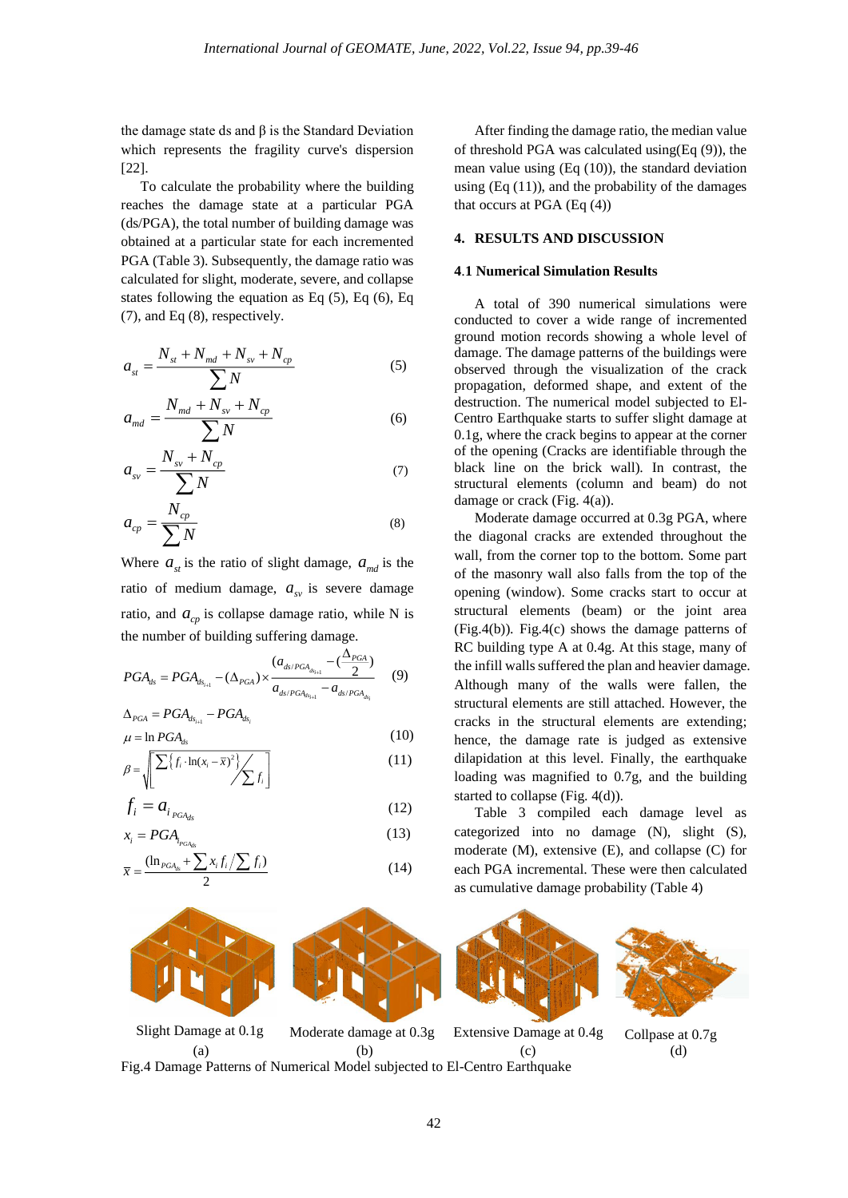the damage state ds and β is the Standard Deviation which represents the fragility curve's dispersion [22].

To calculate the probability where the building reaches the damage state at a particular PGA (ds/PGA), the total number of building damage was obtained at a particular state for each incremented PGA (Table 3). Subsequently, the damage ratio was calculated for slight, moderate, severe, and collapse states following the equation as Eq (5), Eq (6), Eq (7), and Eq (8), respectively.

$$a_{st} = \frac{N_{st} + N_{md} + N_{sv} + N_{cp}}{\sum N} \tag{5}$$

$$a_{md} = \frac{N_{md} + N_{sv} + N_{cp}}{\sum N} \tag{6}$$

$$a_{sv} = \frac{N_{sv} + N_{cp}}{\sum N} \tag{7}$$

$$a_{cp} = \frac{N_{cp}}{\sum N} \tag{8}$$

Where $a_{st}$ is the ratio of slight damage, $a_{md}$ is the ratio of medium damage, $a_{sv}$ is severe damage ratio, and $a_{cp}$ is collapse damage ratio, while N is the number of building suffering damage.

$$PGA_{ds} = PGA_{ds_{i+1}} - (\Delta_{PGA}) \times \frac{(a_{ds/PGA_{ds_{i+1}}} - (\frac{\Delta_{PGA}}{2})}{a_{ds/PGA_{ds_{i+1}}} - a_{ds/PGA_{ds_i}}} \tag{9}$$

$$\Delta_{PGA} = PGA_{ds_{i+1}} - PGA_{ds_i}$$

$$\mu = \ln PGA_{ds} \tag{10}$$

$$\beta = \sqrt{\left[ \sum \left\{ f_i \cdot \ln(x_i - \bar{x})^2 \right\} \Big/ \sum f_i \right]} \tag{11}$$

$$f_i = a_{i_{PGA_{ds}}} \tag{12}$$

$$x_i = PGA_{i_{PGA_{ds}}} \tag{13}$$

$$\bar{x} = \frac{(\ln_{PGA_{ds}} + \sum x_i f_i / \sum f_i)}{2} \tag{14}$$

After finding the damage ratio, the median value of threshold PGA was calculated using(Eq (9)), the mean value using (Eq (10)), the standard deviation using (Eq (11)), and the probability of the damages that occurs at PGA (Eq (4))

## 4. RESULTS AND DISCUSSION

### 4.1 Numerical Simulation Results

A total of 390 numerical simulations were conducted to cover a wide range of incremented ground motion records showing a whole level of damage. The damage patterns of the buildings were observed through the visualization of the crack propagation, deformed shape, and extent of the destruction. The numerical model subjected to El-Centro Earthquake starts to suffer slight damage at 0.1g, where the crack begins to appear at the corner of the opening (Cracks are identifiable through the black line on the brick wall). In contrast, the structural elements (column and beam) do not damage or crack (Fig. 4(a)).

Moderate damage occurred at 0.3g PGA, where the diagonal cracks are extended throughout the wall, from the corner top to the bottom. Some part of the masonry wall also falls from the top of the opening (window). Some cracks start to occur at structural elements (beam) or the joint area (Fig.4(b)). Fig.4(c) shows the damage patterns of RC building type A at 0.4g. At this stage, many of the infill walls suffered the plan and heavier damage. Although many of the walls were fallen, the structural elements are still attached. However, the cracks in the structural elements are extending; hence, the damage rate is judged as extensive dilapidation at this level. Finally, the earthquake loading was magnified to 0.7g, and the building started to collapse (Fig. 4(d)).

Table 3 compiled each damage level as categorized into no damage (N), slight (S), moderate (M), extensive (E), and collapse (C) for each PGA incremental. These were then calculated as cumulative damage probability (Table 4)

Slight Damage at 0.1g (a) | Moderate damage at 0.3g (b) | Extensive Damage at 0.4g (c) | Collpase at 0.7g (d)

Fig.4 Damage Patterns of Numerical Model subjected to El-Centro Earthquake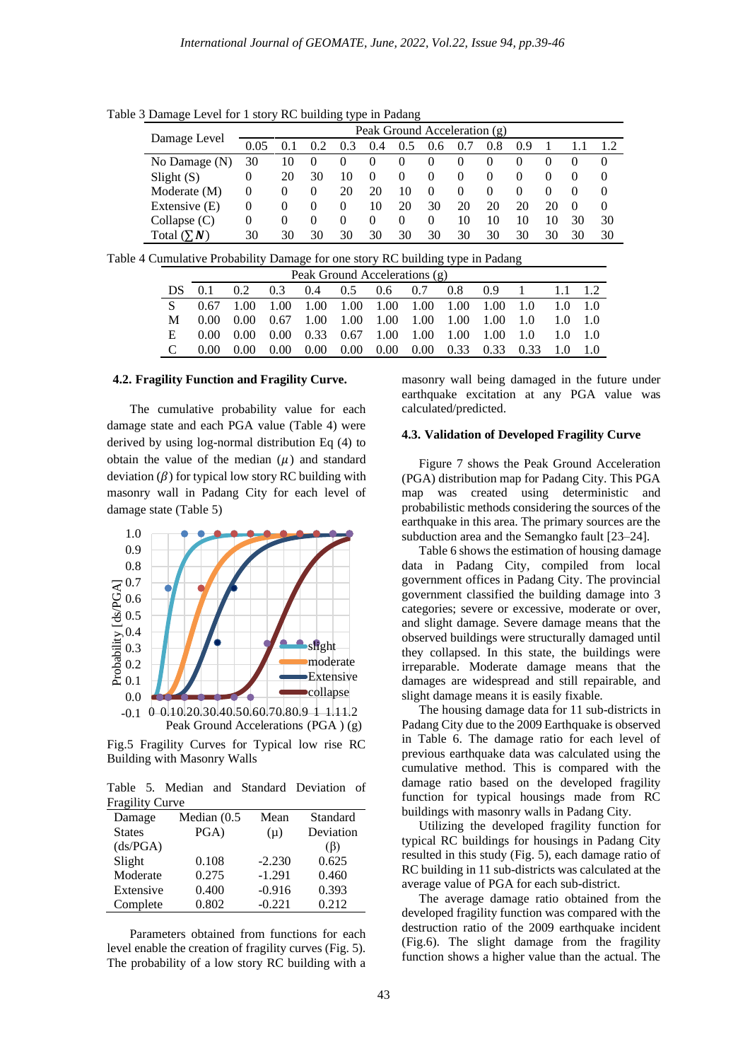Table 3 Damage Level for 1 story RC building type in Padang

| Damage Level | Peak Ground Acceleration (g) | | | | | | | | | | | | |
|---|---|---|---|---|---|---|---|---|---|---|---|---|---|
| | 0.05 | 0.1 | 0.2 | 0.3 | 0.4 | 0.5 | 0.6 | 0.7 | 0.8 | 0.9 | 1 | 1.1 | 1.2 |
| No Damage (N) | 30 | 10 | 0 | 0 | 0 | 0 | 0 | 0 | 0 | 0 | 0 | 0 | 0 |
| Slight (S) | 0 | 20 | 30 | 10 | 0 | 0 | 0 | 0 | 0 | 0 | 0 | 0 | 0 |
| Moderate (M) | 0 | 0 | 0 | 20 | 20 | 10 | 0 | 0 | 0 | 0 | 0 | 0 | 0 |
| Extensive (E) | 0 | 0 | 0 | 0 | 10 | 20 | 30 | 20 | 20 | 20 | 20 | 0 | 0 |
| Collapse (C) | 0 | 0 | 0 | 0 | 0 | 0 | 0 | 10 | 10 | 10 | 10 | 30 | 30 |
| Total ($\sum N$) | 30 | 30 | 30 | 30 | 30 | 30 | 30 | 30 | 30 | 30 | 30 | 30 | 30 |

Table 4 Cumulative Probability Damage for one story RC building type in Padang

| DS | Peak Ground Accelerations (g) | | | | | | | | | | | |
|---|---|---|---|---|---|---|---|---|---|---|---|---|
| | 0.1 | 0.2 | 0.3 | 0.4 | 0.5 | 0.6 | 0.7 | 0.8 | 0.9 | 1 | 1.1 | 1.2 |
| S | 0.67 | 1.00 | 1.00 | 1.00 | 1.00 | 1.00 | 1.00 | 1.00 | 1.00 | 1.0 | 1.0 | 1.0 |
| M | 0.00 | 0.00 | 0.67 | 1.00 | 1.00 | 1.00 | 1.00 | 1.00 | 1.00 | 1.0 | 1.0 | 1.0 |
| E | 0.00 | 0.00 | 0.00 | 0.33 | 0.67 | 1.00 | 1.00 | 1.00 | 1.00 | 1.0 | 1.0 | 1.0 |
| C | 0.00 | 0.00 | 0.00 | 0.00 | 0.00 | 0.00 | 0.00 | 0.33 | 0.33 | 0.33 | 1.0 | 1.0 |

### 4.2. Fragility Function and Fragility Curve.

The cumulative probability value for each damage state and each PGA value (Table 4) were derived by using log-normal distribution Eq (4) to obtain the value of the median ($\mu$) and standard deviation ($\beta$) for typical low story RC building with masonry wall in Padang City for each level of damage state (Table 5)

Fig.5 Fragility Curves for Typical low rise RC Building with Masonry Walls

Table 5. Median and Standard Deviation of Fragility Curve

| Damage States (ds/PGA) | Median (0.5 PGA) | Mean ($\mu$) | Standard Deviation ($\beta$) |
|---|---|---|---|
| Slight | 0.108 | -2.230 | 0.625 |
| Moderate | 0.275 | -1.291 | 0.460 |
| Extensive | 0.400 | -0.916 | 0.393 |
| Complete | 0.802 | -0.221 | 0.212 |

Parameters obtained from functions for each level enable the creation of fragility curves (Fig. 5). The probability of a low story RC building with a masonry wall being damaged in the future under earthquake excitation at any PGA value was calculated/predicted.

### 4.3. Validation of Developed Fragility Curve

Figure 7 shows the Peak Ground Acceleration (PGA) distribution map for Padang City. This PGA map was created using deterministic and probabilistic methods considering the sources of the earthquake in this area. The primary sources are the subduction area and the Semangko fault [23–24].

Table 6 shows the estimation of housing damage data in Padang City, compiled from local government offices in Padang City. The provincial government classified the building damage into 3 categories; severe or excessive, moderate or over, and slight damage. Severe damage means that the observed buildings were structurally damaged until they collapsed. In this state, the buildings were irreparable. Moderate damage means that the damages are widespread and still repairable, and slight damage means it is easily fixable.

The housing damage data for 11 sub-districts in Padang City due to the 2009 Earthquake is observed in Table 6. The damage ratio for each level of previous earthquake data was calculated using the cumulative method. This is compared with the damage ratio based on the developed fragility function for typical housings made from RC buildings with masonry walls in Padang City.

Utilizing the developed fragility function for typical RC buildings for housings in Padang City resulted in this study (Fig. 5), each damage ratio of RC building in 11 sub-districts was calculated at the average value of PGA for each sub-district.

The average damage ratio obtained from the developed fragility function was compared with the destruction ratio of the 2009 earthquake incident (Fig.6). The slight damage from the fragility function shows a higher value than the actual. The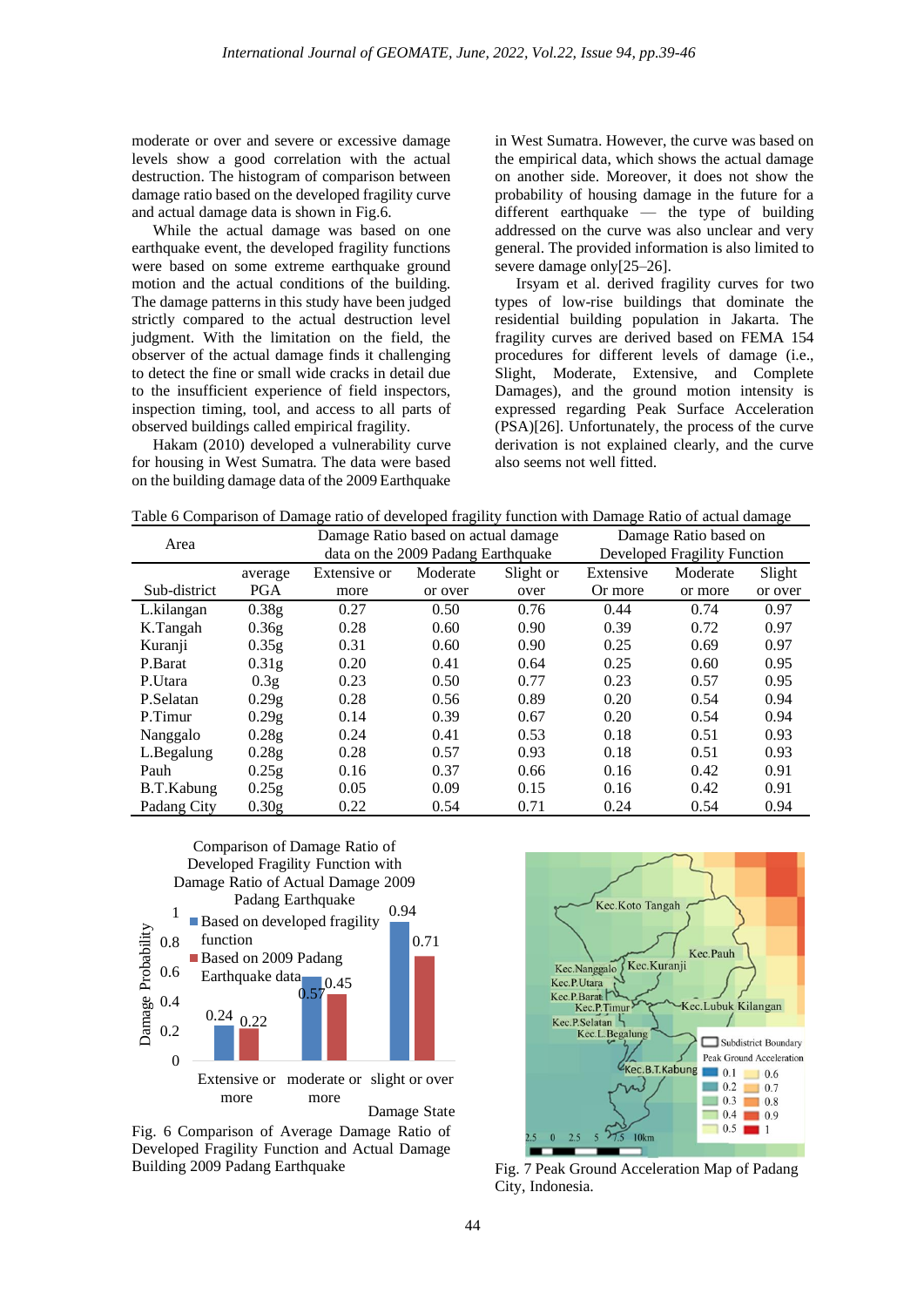moderate or over and severe or excessive damage levels show a good correlation with the actual destruction. The histogram of comparison between damage ratio based on the developed fragility curve and actual damage data is shown in Fig.6.

While the actual damage was based on one earthquake event, the developed fragility functions were based on some extreme earthquake ground motion and the actual conditions of the building. The damage patterns in this study have been judged strictly compared to the actual destruction level judgment. With the limitation on the field, the observer of the actual damage finds it challenging to detect the fine or small wide cracks in detail due to the insufficient experience of field inspectors, inspection timing, tool, and access to all parts of observed buildings called empirical fragility.

Hakam (2010) developed a vulnerability curve for housing in West Sumatra. The data were based on the building damage data of the 2009 Earthquake in West Sumatra. However, the curve was based on the empirical data, which shows the actual damage on another side. Moreover, it does not show the probability of housing damage in the future for a different earthquake — the type of building addressed on the curve was also unclear and very general. The provided information is also limited to severe damage only[25–26].

Irsyam et al. derived fragility curves for two types of low-rise buildings that dominate the residential building population in Jakarta. The fragility curves are derived based on FEMA 154 procedures for different levels of damage (i.e., Slight, Moderate, Extensive, and Complete Damages), and the ground motion intensity is expressed regarding Peak Surface Acceleration (PSA)[26]. Unfortunately, the process of the curve derivation is not explained clearly, and the curve also seems not well fitted.

Table 6 Comparison of Damage ratio of developed fragility function with Damage Ratio of actual damage

| Area | | Damage Ratio based on actual damage data on the 2009 Padang Earthquake | | | Damage Ratio based on Developed Fragility Function | | |
|---|---|---|---|---|---|---|---|
| Sub-district | average PGA | Extensive or more | Moderate or over | Slight or over | Extensive Or more | Moderate or more | Slight or over |
| L.kilangan | 0.38g | 0.27 | 0.50 | 0.76 | 0.44 | 0.74 | 0.97 |
| K.Tangah | 0.36g | 0.28 | 0.60 | 0.90 | 0.39 | 0.72 | 0.97 |
| Kuranji | 0.35g | 0.31 | 0.60 | 0.90 | 0.25 | 0.69 | 0.97 |
| P.Barat | 0.31g | 0.20 | 0.41 | 0.64 | 0.25 | 0.60 | 0.95 |
| P.Utara | 0.3g | 0.23 | 0.50 | 0.77 | 0.23 | 0.57 | 0.95 |
| P.Selatan | 0.29g | 0.28 | 0.56 | 0.89 | 0.20 | 0.54 | 0.94 |
| P.Timur | 0.29g | 0.14 | 0.39 | 0.67 | 0.20 | 0.54 | 0.94 |
| Nanggalo | 0.28g | 0.24 | 0.41 | 0.53 | 0.18 | 0.51 | 0.93 |
| L.Begalung | 0.28g | 0.28 | 0.57 | 0.93 | 0.18 | 0.51 | 0.93 |
| Pauh | 0.25g | 0.16 | 0.37 | 0.66 | 0.16 | 0.42 | 0.91 |
| B.T.Kabung | 0.25g | 0.05 | 0.09 | 0.15 | 0.16 | 0.42 | 0.91 |
| Padang City | 0.30g | 0.22 | 0.54 | 0.71 | 0.24 | 0.54 | 0.94 |

Fig. 6 Comparison of Average Damage Ratio of Developed Fragility Function and Actual Damage Building 2009 Padang Earthquake

Fig. 7 Peak Ground Acceleration Map of Padang City, Indonesia.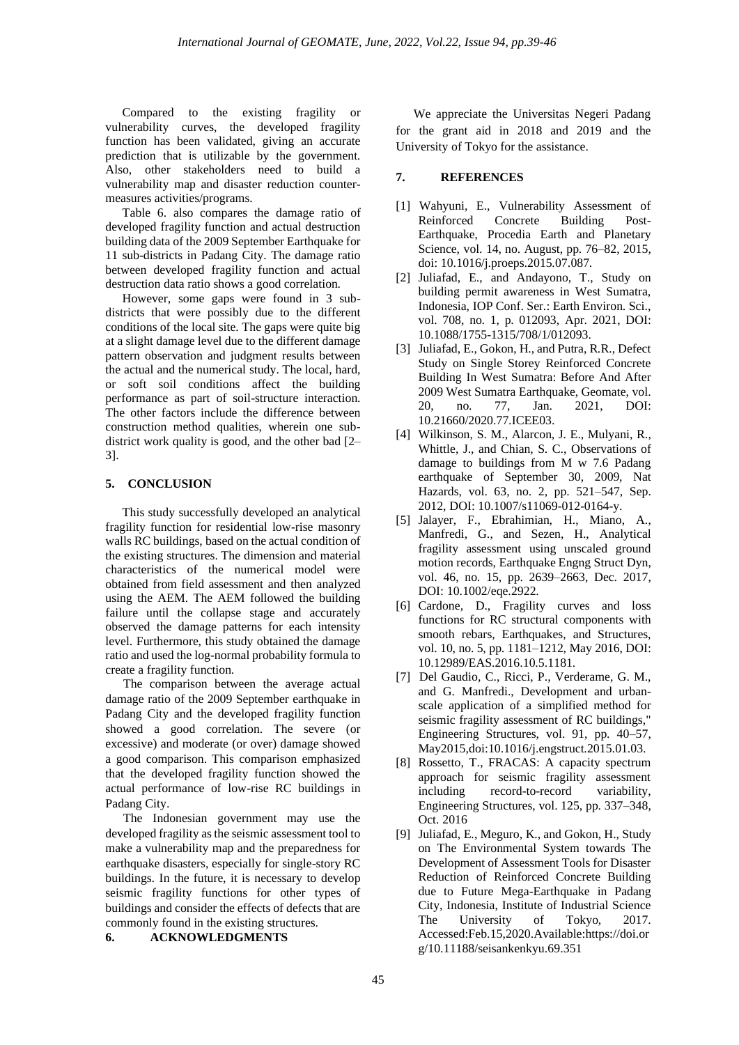Compared to the existing fragility or vulnerability curves, the developed fragility function has been validated, giving an accurate prediction that is utilizable by the government. Also, other stakeholders need to build a vulnerability map and disaster reduction counter-measures activities/programs.

Table 6. also compares the damage ratio of developed fragility function and actual destruction building data of the 2009 September Earthquake for 11 sub-districts in Padang City. The damage ratio between developed fragility function and actual destruction data ratio shows a good correlation.

However, some gaps were found in 3 sub-districts that were possibly due to the different conditions of the local site. The gaps were quite big at a slight damage level due to the different damage pattern observation and judgment results between the actual and the numerical study. The local, hard, or soft soil conditions affect the building performance as part of soil-structure interaction. The other factors include the difference between construction method qualities, wherein one sub-district work quality is good, and the other bad [2–3].

## 5. CONCLUSION

This study successfully developed an analytical fragility function for residential low-rise masonry walls RC buildings, based on the actual condition of the existing structures. The dimension and material characteristics of the numerical model were obtained from field assessment and then analyzed using the AEM. The AEM followed the building failure until the collapse stage and accurately observed the damage patterns for each intensity level. Furthermore, this study obtained the damage ratio and used the log-normal probability formula to create a fragility function.

The comparison between the average actual damage ratio of the 2009 September earthquake in Padang City and the developed fragility function showed a good correlation. The severe (or excessive) and moderate (or over) damage showed a good comparison. This comparison emphasized that the developed fragility function showed the actual performance of low-rise RC buildings in Padang City.

The Indonesian government may use the developed fragility as the seismic assessment tool to make a vulnerability map and the preparedness for earthquake disasters, especially for single-story RC buildings. In the future, it is necessary to develop seismic fragility functions for other types of buildings and consider the effects of defects that are commonly found in the existing structures.

## 6. ACKNOWLEDGMENTS

We appreciate the Universitas Negeri Padang for the grant aid in 2018 and 2019 and the University of Tokyo for the assistance.

## 7. REFERENCES

[1] Wahyuni, E., Vulnerability Assessment of Reinforced Concrete Building Post-Earthquake, Procedia Earth and Planetary Science, vol. 14, no. August, pp. 76–82, 2015, doi: 10.1016/j.proeps.2015.07.087.

[2] Juliafad, E., and Andayono, T., Study on building permit awareness in West Sumatra, Indonesia, IOP Conf. Ser.: Earth Environ. Sci., vol. 708, no. 1, p. 012093, Apr. 2021, DOI: 10.1088/1755-1315/708/1/012093.

[3] Juliafad, E., Gokon, H., and Putra, R.R., Defect Study on Single Storey Reinforced Concrete Building In West Sumatra: Before And After 2009 West Sumatra Earthquake, Geomate, vol. 20, no. 77, Jan. 2021, DOI: 10.21660/2020.77.ICEE03.

[4] Wilkinson, S. M., Alarcon, J. E., Mulyani, R., Whittle, J., and Chian, S. C., Observations of damage to buildings from M w 7.6 Padang earthquake of September 30, 2009, Nat Hazards, vol. 63, no. 2, pp. 521–547, Sep. 2012, DOI: 10.1007/s11069-012-0164-y.

[5] Jalayer, F., Ebrahimian, H., Miano, A., Manfredi, G., and Sezen, H., Analytical fragility assessment using unscaled ground motion records, Earthquake Engng Struct Dyn, vol. 46, no. 15, pp. 2639–2663, Dec. 2017, DOI: 10.1002/eqe.2922.

[6] Cardone, D., Fragility curves and loss functions for RC structural components with smooth rebars, Earthquakes, and Structures, vol. 10, no. 5, pp. 1181–1212, May 2016, DOI: 10.12989/EAS.2016.10.5.1181.

[7] Del Gaudio, C., Ricci, P., Verderame, G. M., and G. Manfredi., Development and urban-scale application of a simplified method for seismic fragility assessment of RC buildings," Engineering Structures, vol. 91, pp. 40–57, May2015,doi:10.1016/j.engstruct.2015.01.03.

[8] Rossetto, T., FRACAS: A capacity spectrum approach for seismic fragility assessment including record-to-record variability, Engineering Structures, vol. 125, pp. 337–348, Oct. 2016

[9] Juliafad, E., Meguro, K., and Gokon, H., Study on The Environmental System towards The Development of Assessment Tools for Disaster Reduction of Reinforced Concrete Building due to Future Mega-Earthquake in Padang City, Indonesia, Institute of Industrial Science The University of Tokyo, 2017. Accessed:Feb.15,2020.Available:https://doi.org/10.11188/seisankenkyu.69.351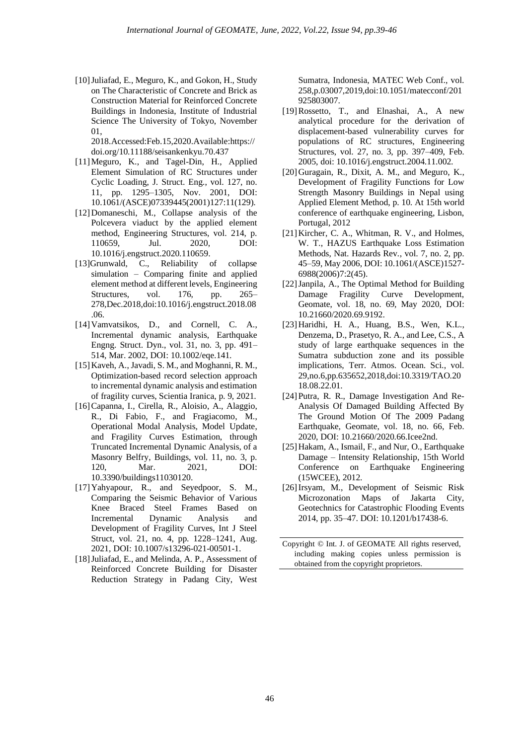[10] Juliafad, E., Meguro, K., and Gokon, H., Study on The Characteristic of Concrete and Brick as Construction Material for Reinforced Concrete Buildings in Indonesia, Institute of Industrial Science The University of Tokyo, November 01, 2018.Accessed:Feb.15,2020.Available:https://doi.org/10.11188/seisankenkyu.70.437

[11] Meguro, K., and Tagel-Din, H., Applied Element Simulation of RC Structures under Cyclic Loading, J. Struct. Eng., vol. 127, no. 11, pp. 1295–1305, Nov. 2001, DOI: 10.1061/(ASCE)07339445(2001)127:11(129).

[12] Domaneschi, M., Collapse analysis of the Polcevera viaduct by the applied element method, Engineering Structures, vol. 214, p. 110659, Jul. 2020, DOI: 10.1016/j.engstruct.2020.110659.

[13] Grunwald, C., Reliability of collapse simulation – Comparing finite and applied element method at different levels, Engineering Structures, vol. 176, pp. 265–278,Dec.2018,doi:10.1016/j.engstruct.2018.08.06.

[14] Vamvatsikos, D., and Cornell, C. A., Incremental dynamic analysis, Earthquake Engng. Struct. Dyn., vol. 31, no. 3, pp. 491–514, Mar. 2002, DOI: 10.1002/eqe.141.

[15] Kaveh, A., Javadi, S. M., and Moghanni, R. M., Optimization-based record selection approach to incremental dynamic analysis and estimation of fragility curves, Scientia Iranica, p. 9, 2021.

[16] Capanna, I., Cirella, R., Aloisio, A., Alaggio, R., Di Fabio, F., and Fragiacomo, M., Operational Modal Analysis, Model Update, and Fragility Curves Estimation, through Truncated Incremental Dynamic Analysis, of a Masonry Belfry, Buildings, vol. 11, no. 3, p. 120, Mar. 2021, DOI: 10.3390/buildings11030120.

[17] Yahyapour, R., and Seyedpoor, S. M., Comparing the Seismic Behavior of Various Knee Braced Steel Frames Based on Incremental Dynamic Analysis and Development of Fragility Curves, Int J Steel Struct, vol. 21, no. 4, pp. 1228–1241, Aug. 2021, DOI: 10.1007/s13296-021-00501-1.

[18] Juliafad, E., and Melinda, A. P., Assessment of Reinforced Concrete Building for Disaster Reduction Strategy in Padang City, West Sumatra, Indonesia, MATEC Web Conf., vol. 258,p.03007,2019,doi:10.1051/matecconf/201925803007.

[19] Rossetto, T., and Elnashai, A., A new analytical procedure for the derivation of displacement-based vulnerability curves for populations of RC structures, Engineering Structures, vol. 27, no. 3, pp. 397–409, Feb. 2005, doi: 10.1016/j.engstruct.2004.11.002.

[20] Guragain, R., Dixit, A. M., and Meguro, K., Development of Fragility Functions for Low Strength Masonry Buildings in Nepal using Applied Element Method, p. 10. At 15th world conference of earthquake engineering, Lisbon, Portugal, 2012

[21] Kircher, C. A., Whitman, R. V., and Holmes, W. T., HAZUS Earthquake Loss Estimation Methods, Nat. Hazards Rev., vol. 7, no. 2, pp. 45–59, May 2006, DOI: 10.1061/(ASCE)1527-6988(2006)7:2(45).

[22] Janpila, A., The Optimal Method for Building Damage Fragility Curve Development, Geomate, vol. 18, no. 69, May 2020, DOI: 10.21660/2020.69.9192.

[23] Haridhi, H. A., Huang, B.S., Wen, K.L., Denzema, D., Prasetyo, R. A., and Lee, C.S., A study of large earthquake sequences in the Sumatra subduction zone and its possible implications, Terr. Atmos. Ocean. Sci., vol. 29,no.6,pp.635652,2018,doi:10.3319/TAO.2018.08.22.01.

[24] Putra, R. R., Damage Investigation And Re-Analysis Of Damaged Building Affected By The Ground Motion Of The 2009 Padang Earthquake, Geomate, vol. 18, no. 66, Feb. 2020, DOI: 10.21660/2020.66.Icee2nd.

[25] Hakam, A., Ismail, F., and Nur, O., Earthquake Damage – Intensity Relationship, 15th World Conference on Earthquake Engineering (15WCEE), 2012.

[26] Irsyam, M., Development of Seismic Risk Microzonation Maps of Jakarta City, Geotechnics for Catastrophic Flooding Events 2014, pp. 35–47. DOI: 10.1201/b17438-6.

Copyright © Int. J. of GEOMATE All rights reserved, including making copies unless permission is obtained from the copyright proprietors.